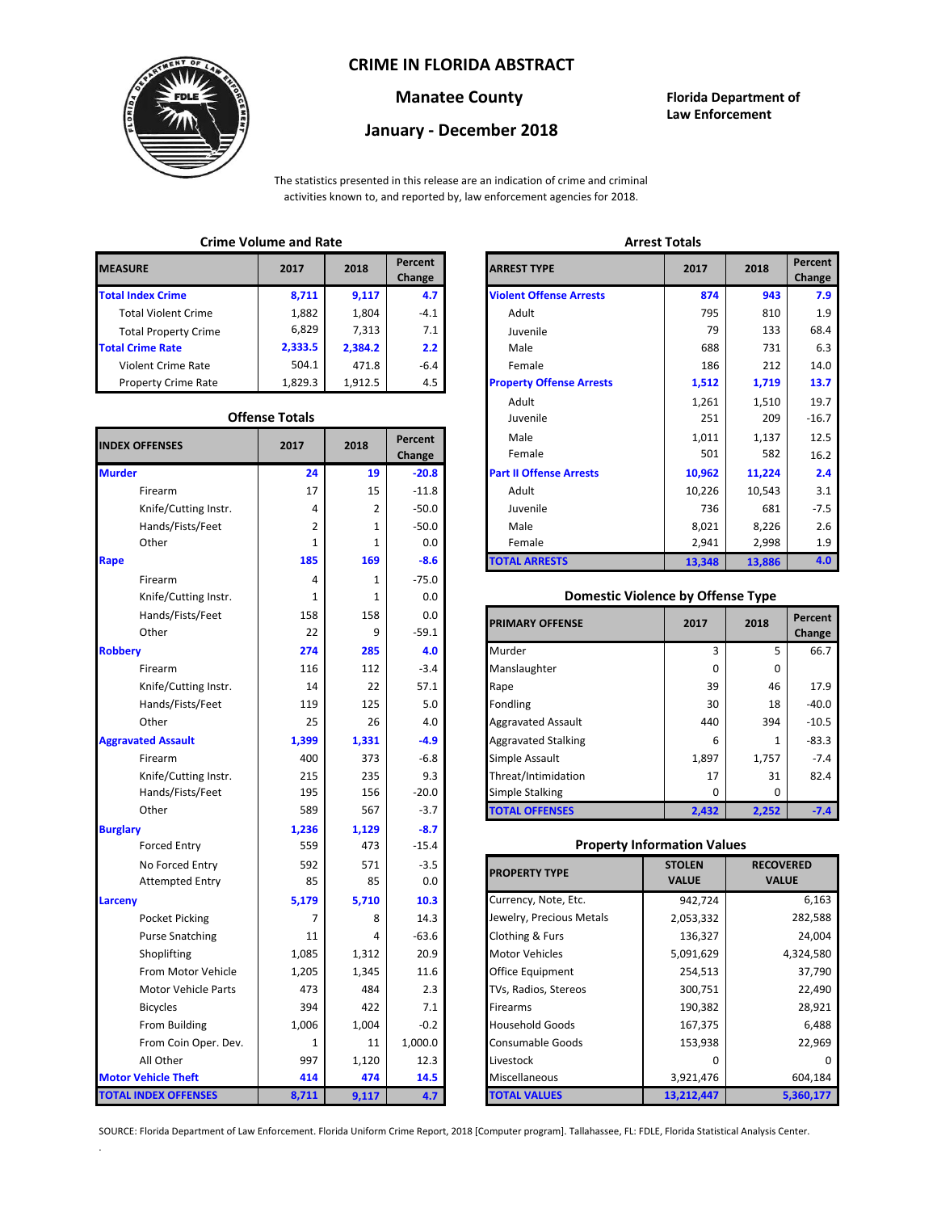# CRIME IN FLORIDA ABSTRACT

## Manatee County

## January - December 2018

**Florida Department of Law Enforcement**

The statistics presented in this release are an indication of crime and criminal activities known to, and reported by, law enforcement agencies for 2018.

### Crime Volume and Rate

| MEASURE | 2017 | 2018 | Percent Change |
|---|---|---|---|
| **Total Index Crime** | **8,711** | **9,117** | **4.7** |
| Total Violent Crime | 1,882 | 1,804 | -4.1 |
| Total Property Crime | 6,829 | 7,313 | 7.1 |
| **Total Crime Rate** | **2,333.5** | **2,384.2** | **2.2** |
| Violent Crime Rate | 504.1 | 471.8 | -6.4 |
| Property Crime Rate | 1,829.3 | 1,912.5 | 4.5 |

### Offense Totals

| INDEX OFFENSES | 2017 | 2018 | Percent Change |
|---|---|---|---|
| **Murder** | **24** | **19** | **-20.8** |
| Firearm | 17 | 15 | -11.8 |
| Knife/Cutting Instr. | 4 | 2 | -50.0 |
| Hands/Fists/Feet | 2 | 1 | -50.0 |
| Other | 1 | 1 | 0.0 |
| **Rape** | **185** | **169** | **-8.6** |
| Firearm | 4 | 1 | -75.0 |
| Knife/Cutting Instr. | 1 | 1 | 0.0 |
| Hands/Fists/Feet | 158 | 158 | 0.0 |
| Other | 22 | 9 | -59.1 |
| **Robbery** | **274** | **285** | **4.0** |
| Firearm | 116 | 112 | -3.4 |
| Knife/Cutting Instr. | 14 | 22 | 57.1 |
| Hands/Fists/Feet | 119 | 125 | 5.0 |
| Other | 25 | 26 | 4.0 |
| **Aggravated Assault** | **1,399** | **1,331** | **-4.9** |
| Firearm | 400 | 373 | -6.8 |
| Knife/Cutting Instr. | 215 | 235 | 9.3 |
| Hands/Fists/Feet | 195 | 156 | -20.0 |
| Other | 589 | 567 | -3.7 |
| **Burglary** | **1,236** | **1,129** | **-8.7** |
| Forced Entry | 559 | 473 | -15.4 |
| No Forced Entry | 592 | 571 | -3.5 |
| Attempted Entry | 85 | 85 | 0.0 |
| **Larceny** | **5,179** | **5,710** | **10.3** |
| Pocket Picking | 7 | 8 | 14.3 |
| Purse Snatching | 11 | 4 | -63.6 |
| Shoplifting | 1,085 | 1,312 | 20.9 |
| From Motor Vehicle | 1,205 | 1,345 | 11.6 |
| Motor Vehicle Parts | 473 | 484 | 2.3 |
| Bicycles | 394 | 422 | 7.1 |
| From Building | 1,006 | 1,004 | -0.2 |
| From Coin Oper. Dev. | 1 | 11 | 1,000.0 |
| All Other | 997 | 1,120 | 12.3 |
| **Motor Vehicle Theft** | **414** | **474** | **14.5** |
| **TOTAL INDEX OFFENSES** | **8,711** | **9,117** | **4.7** |

### Arrest Totals

| ARREST TYPE | 2017 | 2018 | Percent Change |
|---|---|---|---|
| **Violent Offense Arrests** | **874** | **943** | **7.9** |
| Adult | 795 | 810 | 1.9 |
| Juvenile | 79 | 133 | 68.4 |
| Male | 688 | 731 | 6.3 |
| Female | 186 | 212 | 14.0 |
| **Property Offense Arrests** | **1,512** | **1,719** | **13.7** |
| Adult | 1,261 | 1,510 | 19.7 |
| Juvenile | 251 | 209 | -16.7 |
| Male | 1,011 | 1,137 | 12.5 |
| Female | 501 | 582 | 16.2 |
| **Part II Offense Arrests** | **10,962** | **11,224** | **2.4** |
| Adult | 10,226 | 10,543 | 3.1 |
| Juvenile | 736 | 681 | -7.5 |
| Male | 8,021 | 8,226 | 2.6 |
| Female | 2,941 | 2,998 | 1.9 |
| **TOTAL ARRESTS** | **13,348** | **13,886** | **4.0** |

### Domestic Violence by Offense Type

| PRIMARY OFFENSE | 2017 | 2018 | Percent Change |
|---|---|---|---|
| Murder | 3 | 5 | 66.7 |
| Manslaughter | 0 | 0 | |
| Rape | 39 | 46 | 17.9 |
| Fondling | 30 | 18 | -40.0 |
| Aggravated Assault | 440 | 394 | -10.5 |
| Aggravated Stalking | 6 | 1 | -83.3 |
| Simple Assault | 1,897 | 1,757 | -7.4 |
| Threat/Intimidation | 17 | 31 | 82.4 |
| Simple Stalking | 0 | 0 | |
| **TOTAL OFFENSES** | **2,432** | **2,252** | **-7.4** |

### Property Information Values

| PROPERTY TYPE | STOLEN VALUE | RECOVERED VALUE |
|---|---|---|
| Currency, Note, Etc. | 942,724 | 6,163 |
| Jewelry, Precious Metals | 2,053,332 | 282,588 |
| Clothing & Furs | 136,327 | 24,004 |
| Motor Vehicles | 5,091,629 | 4,324,580 |
| Office Equipment | 254,513 | 37,790 |
| TVs, Radios, Stereos | 300,751 | 22,490 |
| Firearms | 190,382 | 28,921 |
| Household Goods | 167,375 | 6,488 |
| Consumable Goods | 153,938 | 22,969 |
| Livestock | 0 | 0 |
| Miscellaneous | 3,921,476 | 604,184 |
| **TOTAL VALUES** | **13,212,447** | **5,360,177** |

SOURCE: Florida Department of Law Enforcement. Florida Uniform Crime Report, 2018 [Computer program]. Tallahassee, FL: FDLE, Florida Statistical Analysis Center.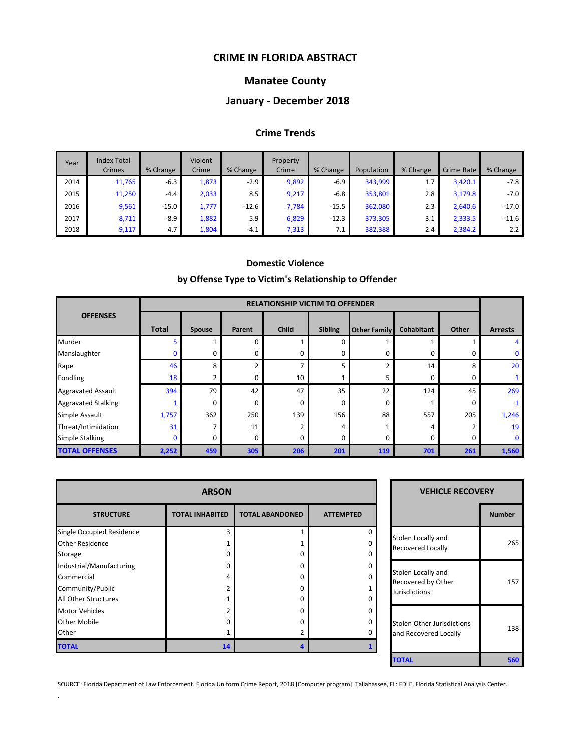# CRIME IN FLORIDA ABSTRACT

## Manatee County

## January - December 2018

### Crime Trends

| Year | Index Total Crimes | % Change | Violent Crime | % Change | Property Crime | % Change | Population | % Change | Crime Rate | % Change |
|---|---|---|---|---|---|---|---|---|---|---|
| 2014 | 11,765 | -6.3 | 1,873 | -2.9 | 9,892 | -6.9 | 343,999 | 1.7 | 3,420.1 | -7.8 |
| 2015 | 11,250 | -4.4 | 2,033 | 8.5 | 9,217 | -6.8 | 353,801 | 2.8 | 3,179.8 | -7.0 |
| 2016 | 9,561 | -15.0 | 1,777 | -12.6 | 7,784 | -15.5 | 362,080 | 2.3 | 2,640.6 | -17.0 |
| 2017 | 8,711 | -8.9 | 1,882 | 5.9 | 6,829 | -12.3 | 373,305 | 3.1 | 2,333.5 | -11.6 |
| 2018 | 9,117 | 4.7 | 1,804 | -4.1 | 7,313 | 7.1 | 382,388 | 2.4 | 2,384.2 | 2.2 |

### Domestic Violence

### by Offense Type to Victim's Relationship to Offender

| OFFENSES | RELATIONSHIP VICTIM TO OFFENDER | | | | | | | | Arrests |
|---|---|---|---|---|---|---|---|---|---|
| | Total | Spouse | Parent | Child | Sibling | Other Family | Cohabitant | Other | |
| Murder | 5 | 1 | 0 | 1 | 0 | 1 | 1 | 1 | 4 |
| Manslaughter | 0 | 0 | 0 | 0 | 0 | 0 | 0 | 0 | 0 |
| Rape | 46 | 8 | 2 | 7 | 5 | 2 | 14 | 8 | 20 |
| Fondling | 18 | 2 | 0 | 10 | 1 | 5 | 0 | 0 | 1 |
| Aggravated Assault | 394 | 79 | 42 | 47 | 35 | 22 | 124 | 45 | 269 |
| Aggravated Stalking | 1 | 0 | 0 | 0 | 0 | 0 | 1 | 0 | 1 |
| Simple Assault | 1,757 | 362 | 250 | 139 | 156 | 88 | 557 | 205 | 1,246 |
| Threat/Intimidation | 31 | 7 | 11 | 2 | 4 | 1 | 4 | 2 | 19 |
| Simple Stalking | 0 | 0 | 0 | 0 | 0 | 0 | 0 | 0 | 0 |
| **TOTAL OFFENSES** | **2,252** | **459** | **305** | **206** | **201** | **119** | **701** | **261** | **1,560** |

| ARSON | | | |
|---|---|---|---|
| STRUCTURE | TOTAL INHABITED | TOTAL ABANDONED | ATTEMPTED |
| Single Occupied Residence | 3 | 1 | 0 |
| Other Residence | 1 | 1 | 0 |
| Storage | 0 | 0 | 0 |
| Industrial/Manufacturing | 0 | 0 | 0 |
| Commercial | 4 | 0 | 0 |
| Community/Public | 2 | 0 | 1 |
| All Other Structures | 1 | 0 | 0 |
| Motor Vehicles | 2 | 0 | 0 |
| Other Mobile | 0 | 0 | 0 |
| Other | 1 | 2 | 0 |
| **TOTAL** | **14** | **4** | **1** |

| VEHICLE RECOVERY | |
|---|---|
| | Number |
| Stolen Locally and Recovered Locally | 265 |
| Stolen Locally and Recovered by Other Jurisdictions | 157 |
| Stolen Other Jurisdictions and Recovered Locally | 138 |
| **TOTAL** | **560** |

SOURCE: Florida Department of Law Enforcement. Florida Uniform Crime Report, 2018 [Computer program]. Tallahassee, FL: FDLE, Florida Statistical Analysis Center.